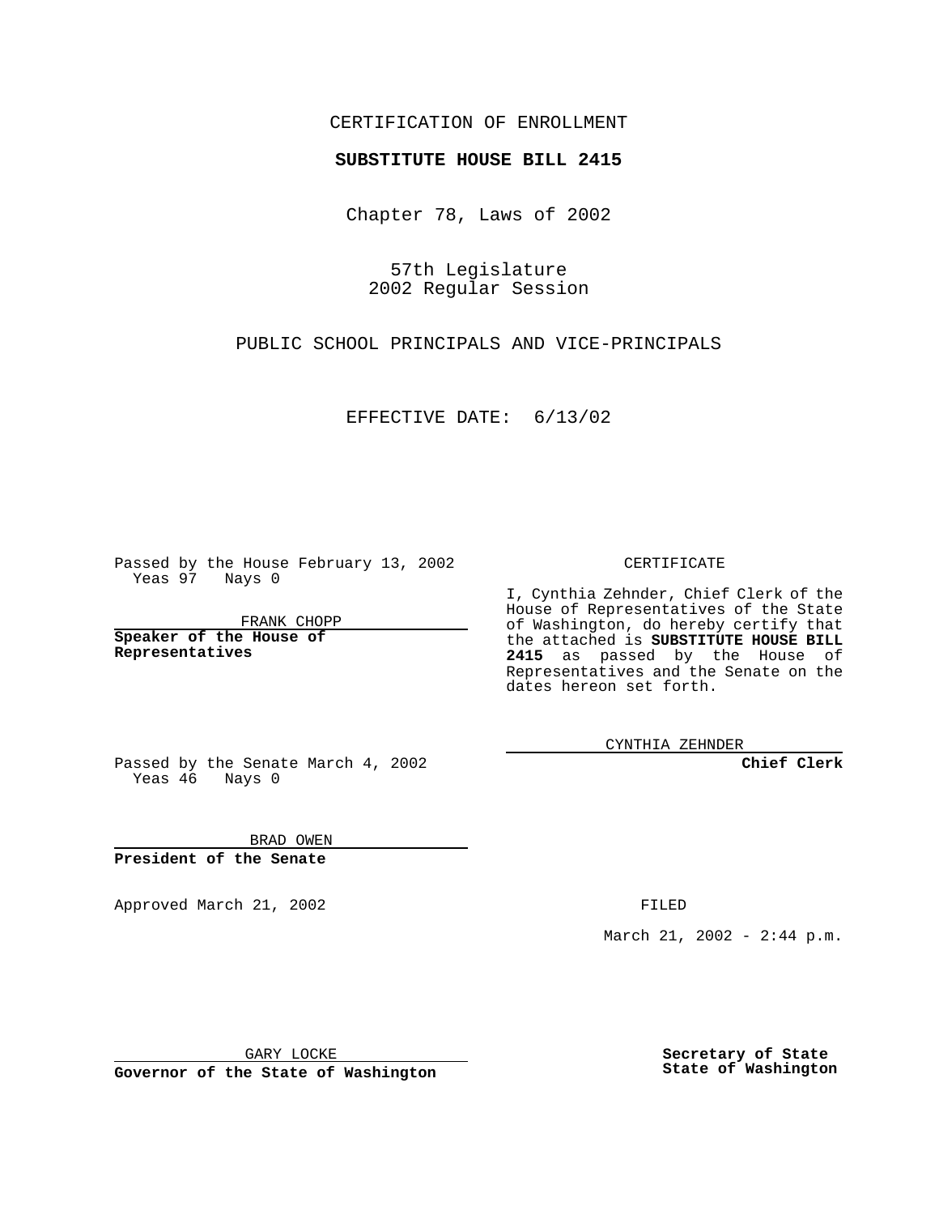CERTIFICATION OF ENROLLMENT

**SUBSTITUTE HOUSE BILL 2415**

Chapter 78, Laws of 2002

57th Legislature
2002 Regular Session

PUBLIC SCHOOL PRINCIPALS AND VICE-PRINCIPALS

EFFECTIVE DATE: 6/13/02

Passed by the House February 13, 2002
Yeas 97 Nays 0

FRANK CHOPP

**Speaker of the House of Representatives**

Passed by the Senate March 4, 2002
Yeas 46 Nays 0

BRAD OWEN

**President of the Senate**

Approved March 21, 2002

GARY LOCKE

**Governor of the State of Washington**

CERTIFICATE

I, Cynthia Zehnder, Chief Clerk of the House of Representatives of the State of Washington, do hereby certify that the attached is **SUBSTITUTE HOUSE BILL 2415** as passed by the House of Representatives and the Senate on the dates hereon set forth.

CYNTHIA ZEHNDER

**Chief Clerk**

FILED

March 21, 2002 - 2:44 p.m.

**Secretary of State**
**State of Washington**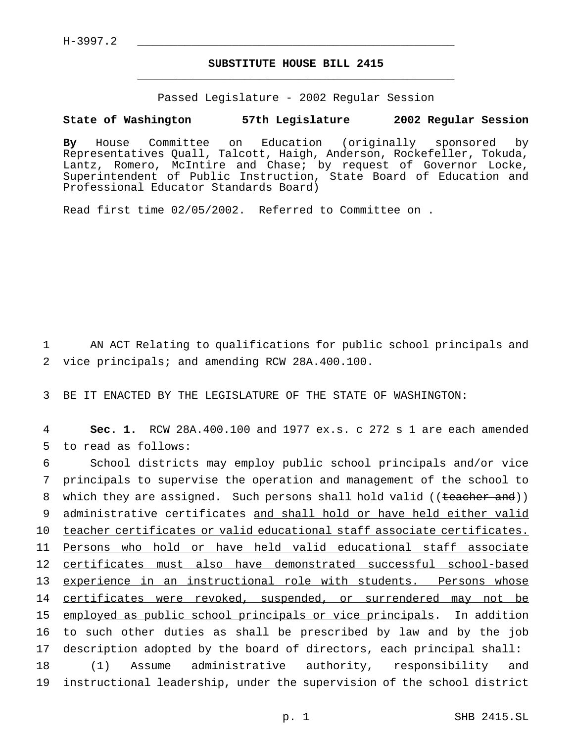H-3997.2

# SUBSTITUTE HOUSE BILL 2415

Passed Legislature - 2002 Regular Session

**State of Washington 57th Legislature 2002 Regular Session**

**By** House Committee on Education (originally sponsored by Representatives Quall, Talcott, Haigh, Anderson, Rockefeller, Tokuda, Lantz, Romero, McIntire and Chase; by request of Governor Locke, Superintendent of Public Instruction, State Board of Education and Professional Educator Standards Board)

Read first time 02/05/2002. Referred to Committee on .

AN ACT Relating to qualifications for public school principals and vice principals; and amending RCW 28A.400.100.

BE IT ENACTED BY THE LEGISLATURE OF THE STATE OF WASHINGTON:

**Sec. 1.** RCW 28A.400.100 and 1977 ex.s. c 272 s 1 are each amended to read as follows:

School districts may employ public school principals and/or vice principals to supervise the operation and management of the school to which they are assigned. Such persons shall hold valid ((~~teacher and~~)) administrative certificates <u>and shall hold or have held either valid teacher certificates or valid educational staff associate certificates. Persons who hold or have held valid educational staff associate certificates must also have demonstrated successful school-based experience in an instructional role with students. Persons whose certificates were revoked, suspended, or surrendered may not be employed as public school principals or vice principals</u>. In addition to such other duties as shall be prescribed by law and by the job description adopted by the board of directors, each principal shall:

(1) Assume administrative authority, responsibility and instructional leadership, under the supervision of the school district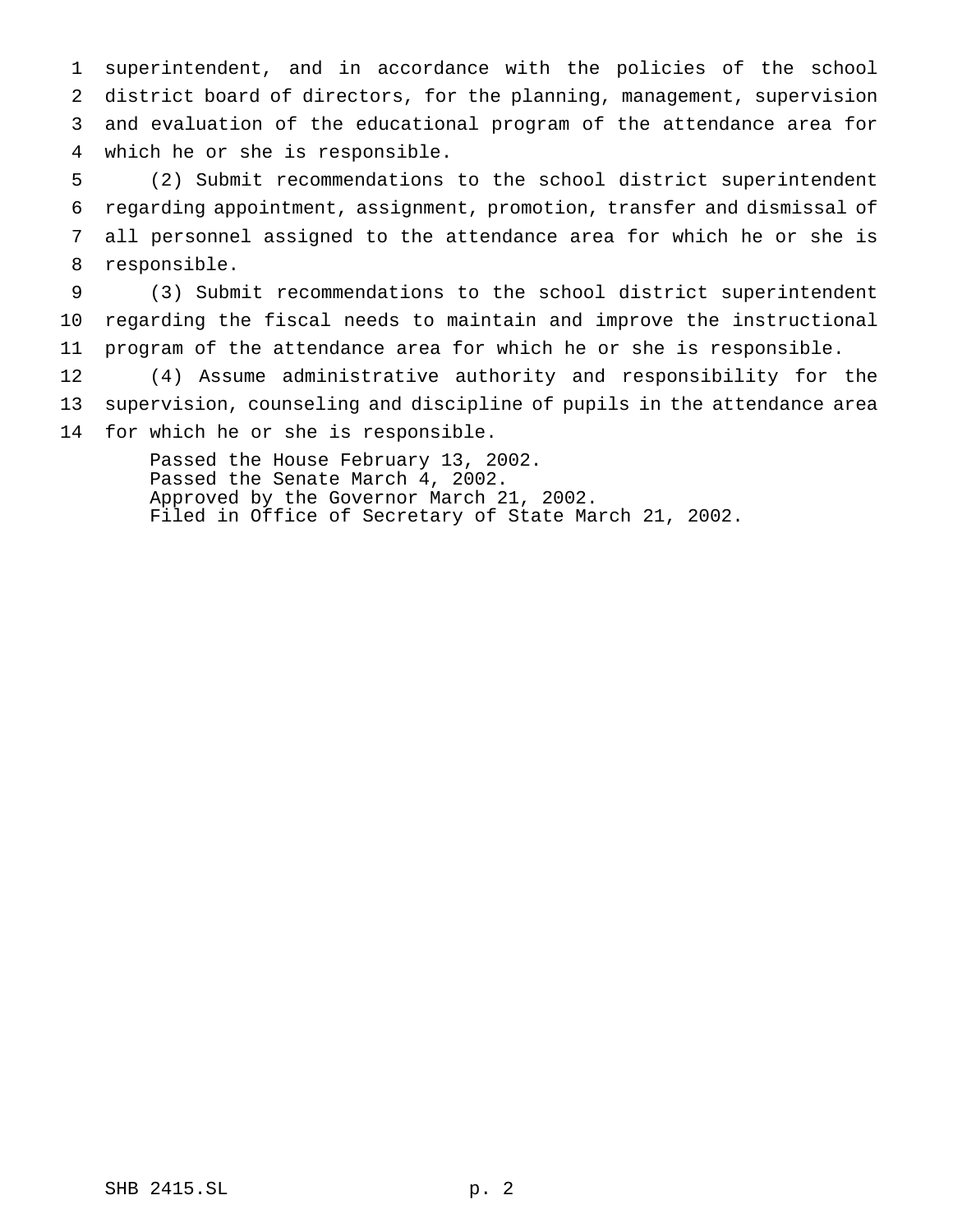superintendent, and in accordance with the policies of the school district board of directors, for the planning, management, supervision and evaluation of the educational program of the attendance area for which he or she is responsible.

(2) Submit recommendations to the school district superintendent regarding appointment, assignment, promotion, transfer and dismissal of all personnel assigned to the attendance area for which he or she is responsible.

(3) Submit recommendations to the school district superintendent regarding the fiscal needs to maintain and improve the instructional program of the attendance area for which he or she is responsible.

(4) Assume administrative authority and responsibility for the supervision, counseling and discipline of pupils in the attendance area for which he or she is responsible.

Passed the House February 13, 2002.
Passed the Senate March 4, 2002.
Approved by the Governor March 21, 2002.
Filed in Office of Secretary of State March 21, 2002.